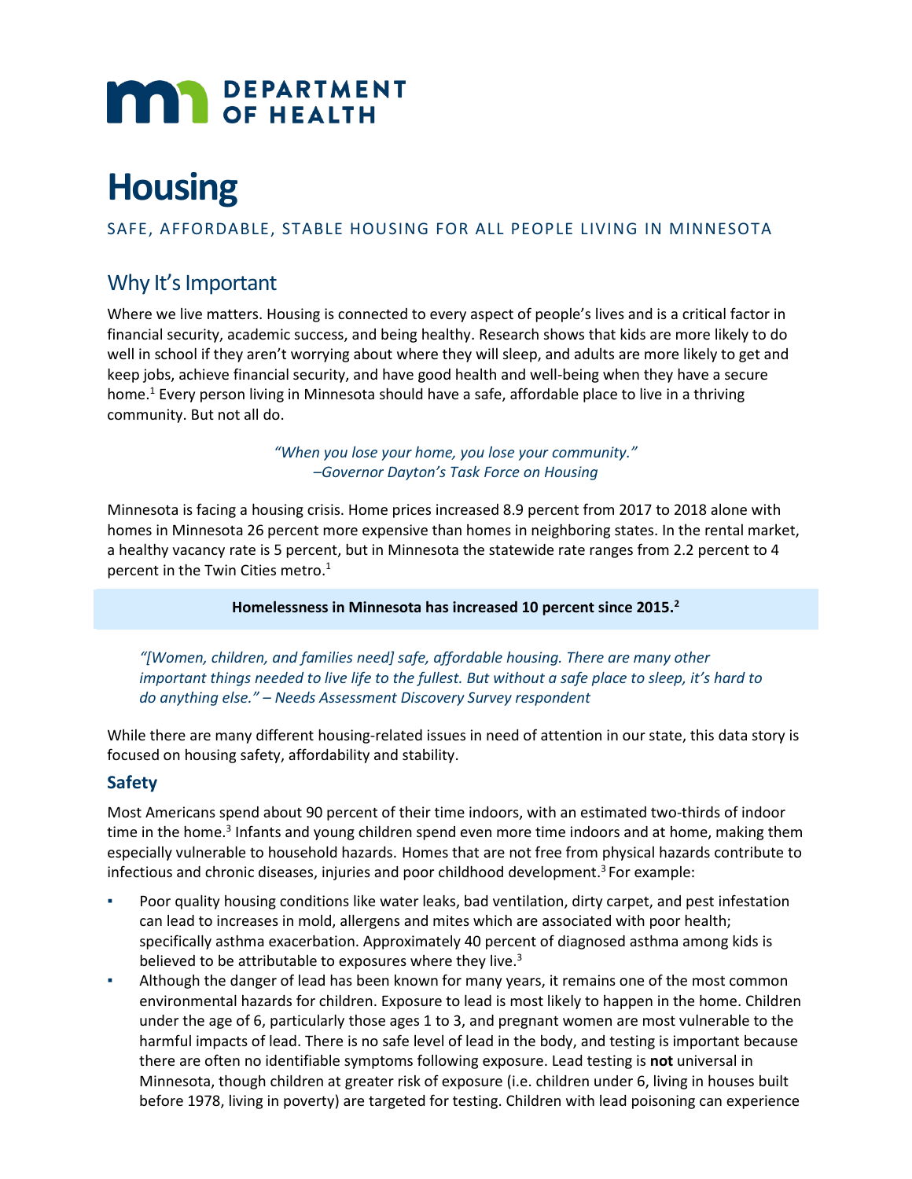DEPARTMENT OF HEALTH

# Housing

SAFE, AFFORDABLE, STABLE HOUSING FOR ALL PEOPLE LIVING IN MINNESOTA

## Why It's Important

Where we live matters. Housing is connected to every aspect of people's lives and is a critical factor in financial security, academic success, and being healthy. Research shows that kids are more likely to do well in school if they aren't worrying about where they will sleep, and adults are more likely to get and keep jobs, achieve financial security, and have good health and well-being when they have a secure home.[1] Every person living in Minnesota should have a safe, affordable place to live in a thriving community. But not all do.

*"When you lose your home, you lose your community."*
*–Governor Dayton's Task Force on Housing*

Minnesota is facing a housing crisis. Home prices increased 8.9 percent from 2017 to 2018 alone with homes in Minnesota 26 percent more expensive than homes in neighboring states. In the rental market, a healthy vacancy rate is 5 percent, but in Minnesota the statewide rate ranges from 2.2 percent to 4 percent in the Twin Cities metro.[1]

**Homelessness in Minnesota has increased 10 percent since 2015.[2]**

*"[Women, children, and families need] safe, affordable housing. There are many other important things needed to live life to the fullest. But without a safe place to sleep, it's hard to do anything else." – Needs Assessment Discovery Survey respondent*

While there are many different housing-related issues in need of attention in our state, this data story is focused on housing safety, affordability and stability.

### Safety

Most Americans spend about 90 percent of their time indoors, with an estimated two-thirds of indoor time in the home.[3] Infants and young children spend even more time indoors and at home, making them especially vulnerable to household hazards. Homes that are not free from physical hazards contribute to infectious and chronic diseases, injuries and poor childhood development.[3] For example:

- Poor quality housing conditions like water leaks, bad ventilation, dirty carpet, and pest infestation can lead to increases in mold, allergens and mites which are associated with poor health; specifically asthma exacerbation. Approximately 40 percent of diagnosed asthma among kids is believed to be attributable to exposures where they live.[3]
- Although the danger of lead has been known for many years, it remains one of the most common environmental hazards for children. Exposure to lead is most likely to happen in the home. Children under the age of 6, particularly those ages 1 to 3, and pregnant women are most vulnerable to the harmful impacts of lead. There is no safe level of lead in the body, and testing is important because there are often no identifiable symptoms following exposure. Lead testing is **not** universal in Minnesota, though children at greater risk of exposure (i.e. children under 6, living in houses built before 1978, living in poverty) are targeted for testing. Children with lead poisoning can experience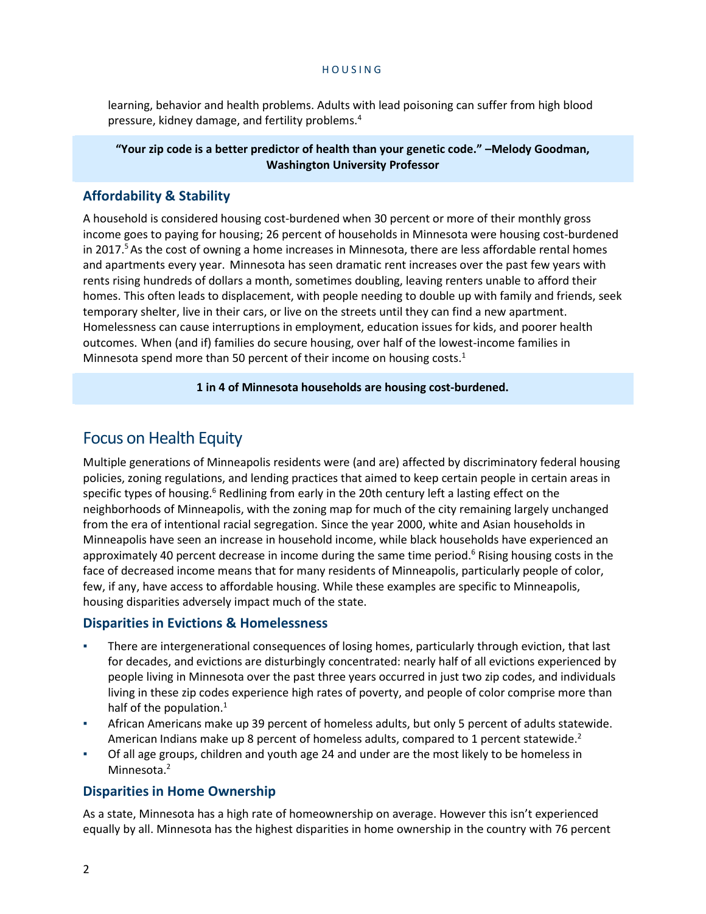learning, behavior and health problems. Adults with lead poisoning can suffer from high blood pressure, kidney damage, and fertility problems.[4]

**"Your zip code is a better predictor of health than your genetic code." –Melody Goodman, Washington University Professor**

### Affordability & Stability

A household is considered housing cost-burdened when 30 percent or more of their monthly gross income goes to paying for housing; 26 percent of households in Minnesota were housing cost-burdened in 2017.[5] As the cost of owning a home increases in Minnesota, there are less affordable rental homes and apartments every year. Minnesota has seen dramatic rent increases over the past few years with rents rising hundreds of dollars a month, sometimes doubling, leaving renters unable to afford their homes. This often leads to displacement, with people needing to double up with family and friends, seek temporary shelter, live in their cars, or live on the streets until they can find a new apartment. Homelessness can cause interruptions in employment, education issues for kids, and poorer health outcomes. When (and if) families do secure housing, over half of the lowest-income families in Minnesota spend more than 50 percent of their income on housing costs.[1]

**1 in 4 of Minnesota households are housing cost-burdened.**

## Focus on Health Equity

Multiple generations of Minneapolis residents were (and are) affected by discriminatory federal housing policies, zoning regulations, and lending practices that aimed to keep certain people in certain areas in specific types of housing.[6] Redlining from early in the 20th century left a lasting effect on the neighborhoods of Minneapolis, with the zoning map for much of the city remaining largely unchanged from the era of intentional racial segregation. Since the year 2000, white and Asian households in Minneapolis have seen an increase in household income, while black households have experienced an approximately 40 percent decrease in income during the same time period.[6] Rising housing costs in the face of decreased income means that for many residents of Minneapolis, particularly people of color, few, if any, have access to affordable housing. While these examples are specific to Minneapolis, housing disparities adversely impact much of the state.

### Disparities in Evictions & Homelessness

- There are intergenerational consequences of losing homes, particularly through eviction, that last for decades, and evictions are disturbingly concentrated: nearly half of all evictions experienced by people living in Minnesota over the past three years occurred in just two zip codes, and individuals living in these zip codes experience high rates of poverty, and people of color comprise more than half of the population.[1]
- African Americans make up 39 percent of homeless adults, but only 5 percent of adults statewide. American Indians make up 8 percent of homeless adults, compared to 1 percent statewide.[2]
- Of all age groups, children and youth age 24 and under are the most likely to be homeless in Minnesota.[2]

### Disparities in Home Ownership

As a state, Minnesota has a high rate of homeownership on average. However this isn't experienced equally by all. Minnesota has the highest disparities in home ownership in the country with 76 percent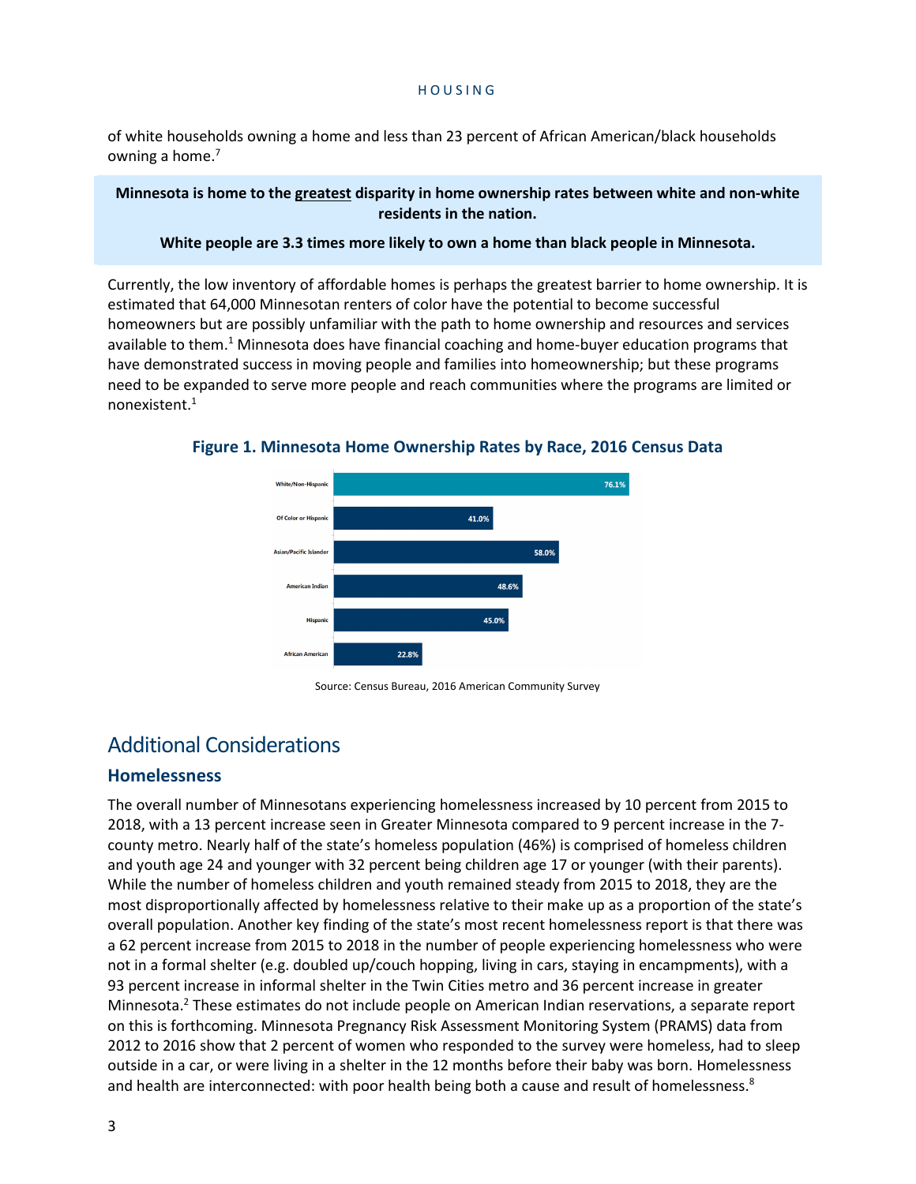of white households owning a home and less than 23 percent of African American/black households owning a home.[7]

**Minnesota is home to the greatest disparity in home ownership rates between white and non-white residents in the nation.**

**White people are 3.3 times more likely to own a home than black people in Minnesota.**

Currently, the low inventory of affordable homes is perhaps the greatest barrier to home ownership. It is estimated that 64,000 Minnesotan renters of color have the potential to become successful homeowners but are possibly unfamiliar with the path to home ownership and resources and services available to them.[1] Minnesota does have financial coaching and home-buyer education programs that have demonstrated success in moving people and families into homeownership; but these programs need to be expanded to serve more people and reach communities where the programs are limited or nonexistent.[1]

**Figure 1. Minnesota Home Ownership Rates by Race, 2016 Census Data**

| Race | Home Ownership Rate |
|---|---|
| White/Non-Hispanic | 76.1% |
| Of Color or Hispanic | 41.0% |
| Asian/Pacific Islander | 58.0% |
| American Indian | 48.6% |
| Hispanic | 45.0% |
| African American | 22.8% |

Source: Census Bureau, 2016 American Community Survey

## Additional Considerations

### Homelessness

The overall number of Minnesotans experiencing homelessness increased by 10 percent from 2015 to 2018, with a 13 percent increase seen in Greater Minnesota compared to 9 percent increase in the 7-county metro. Nearly half of the state's homeless population (46%) is comprised of homeless children and youth age 24 and younger with 32 percent being children age 17 or younger (with their parents). While the number of homeless children and youth remained steady from 2015 to 2018, they are the most disproportionally affected by homelessness relative to their make up as a proportion of the state's overall population. Another key finding of the state's most recent homelessness report is that there was a 62 percent increase from 2015 to 2018 in the number of people experiencing homelessness who were not in a formal shelter (e.g. doubled up/couch hopping, living in cars, staying in encampments), with a 93 percent increase in informal shelter in the Twin Cities metro and 36 percent increase in greater Minnesota.[2] These estimates do not include people on American Indian reservations, a separate report on this is forthcoming. Minnesota Pregnancy Risk Assessment Monitoring System (PRAMS) data from 2012 to 2016 show that 2 percent of women who responded to the survey were homeless, had to sleep outside in a car, or were living in a shelter in the 12 months before their baby was born. Homelessness and health are interconnected: with poor health being both a cause and result of homelessness.[8]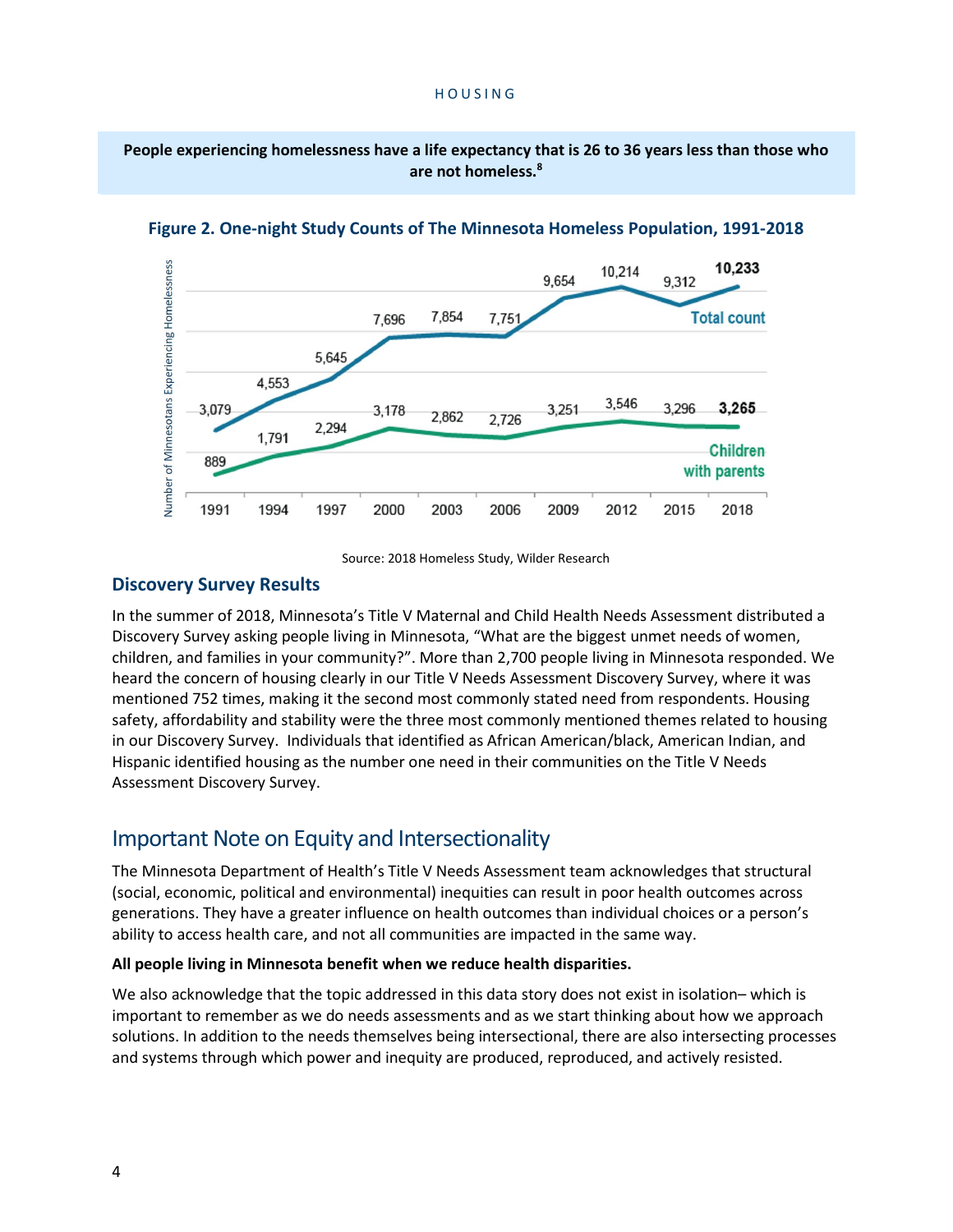**People experiencing homelessness have a life expectancy that is 26 to 36 years less than those who are not homeless.**[8]

**Figure 2. One-night Study Counts of The Minnesota Homeless Population, 1991-2018**

| Year | Total count | Children with parents |
|---|---|---|
| 1991 | 3,079 | 889 |
| 1994 | 4,553 | 1,791 |
| 1997 | 5,645 | 2,294 |
| 2000 | 7,696 | 3,178 |
| 2003 | 7,854 | 2,862 |
| 2006 | 7,751 | 2,726 |
| 2009 | 9,654 | 3,251 |
| 2012 | 10,214 | 3,546 |
| 2015 | 9,312 | 3,296 |
| 2018 | 10,233 | 3,265 |

Source: 2018 Homeless Study, Wilder Research

### Discovery Survey Results

In the summer of 2018, Minnesota's Title V Maternal and Child Health Needs Assessment distributed a Discovery Survey asking people living in Minnesota, "What are the biggest unmet needs of women, children, and families in your community?". More than 2,700 people living in Minnesota responded. We heard the concern of housing clearly in our Title V Needs Assessment Discovery Survey, where it was mentioned 752 times, making it the second most commonly stated need from respondents. Housing safety, affordability and stability were the three most commonly mentioned themes related to housing in our Discovery Survey. Individuals that identified as African American/black, American Indian, and Hispanic identified housing as the number one need in their communities on the Title V Needs Assessment Discovery Survey.

## Important Note on Equity and Intersectionality

The Minnesota Department of Health's Title V Needs Assessment team acknowledges that structural (social, economic, political and environmental) inequities can result in poor health outcomes across generations. They have a greater influence on health outcomes than individual choices or a person's ability to access health care, and not all communities are impacted in the same way.

**All people living in Minnesota benefit when we reduce health disparities.**

We also acknowledge that the topic addressed in this data story does not exist in isolation– which is important to remember as we do needs assessments and as we start thinking about how we approach solutions. In addition to the needs themselves being intersectional, there are also intersecting processes and systems through which power and inequity are produced, reproduced, and actively resisted.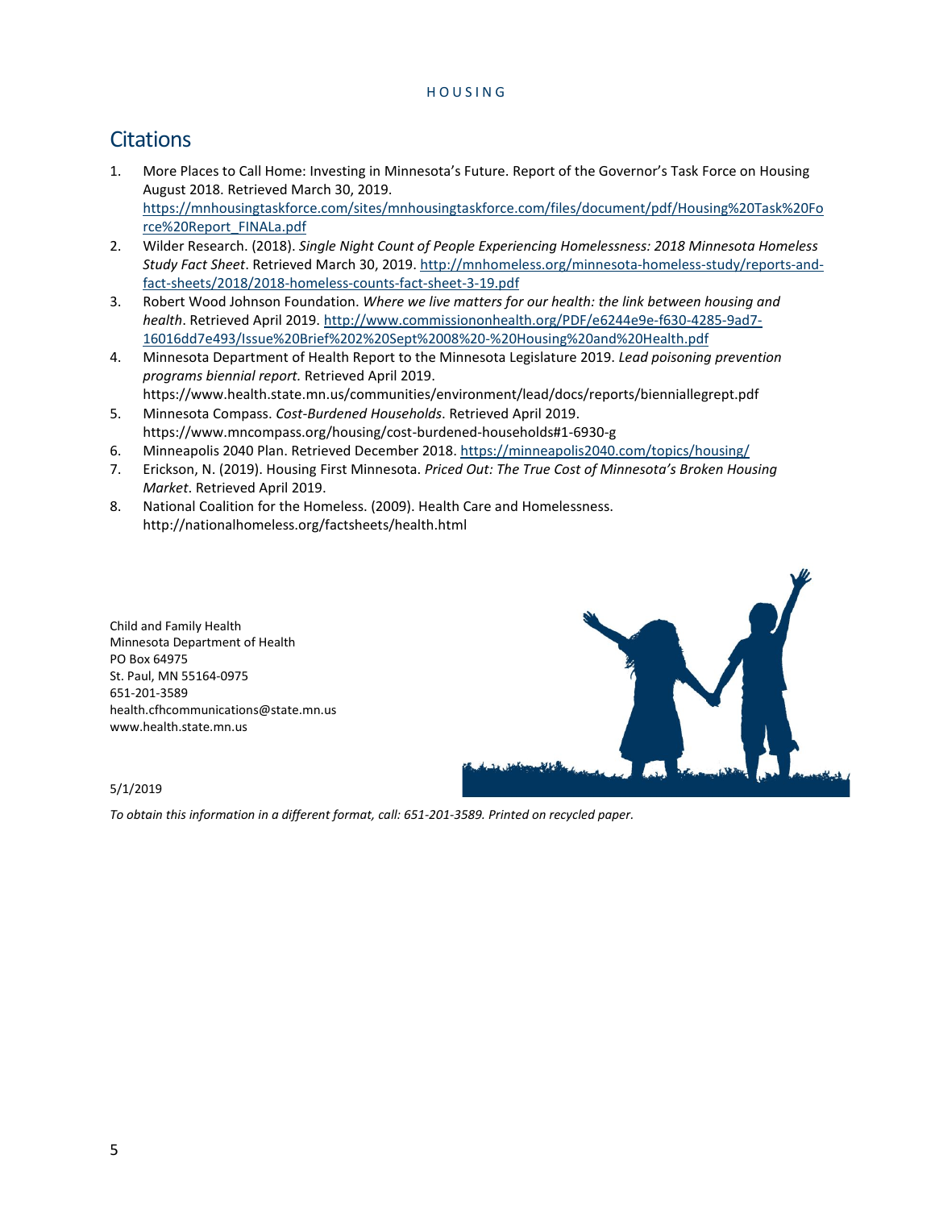## Citations

1. More Places to Call Home: Investing in Minnesota's Future. Report of the Governor's Task Force on Housing August 2018. Retrieved March 30, 2019. https://mnhousingtaskforce.com/sites/mnhousingtaskforce.com/files/document/pdf/Housing%20Task%20Force%20Report_FINALa.pdf
2. Wilder Research. (2018). *Single Night Count of People Experiencing Homelessness: 2018 Minnesota Homeless Study Fact Sheet*. Retrieved March 30, 2019. http://mnhomeless.org/minnesota-homeless-study/reports-and-fact-sheets/2018/2018-homeless-counts-fact-sheet-3-19.pdf
3. Robert Wood Johnson Foundation. *Where we live matters for our health: the link between housing and health*. Retrieved April 2019. http://www.commissiononhealth.org/PDF/e6244e9e-f630-4285-9ad7-16016dd7e493/Issue%20Brief%202%20Sept%2008%20-%20Housing%20and%20Health.pdf
4. Minnesota Department of Health Report to the Minnesota Legislature 2019. *Lead poisoning prevention programs biennial report.* Retrieved April 2019. https://www.health.state.mn.us/communities/environment/lead/docs/reports/bienniallegrept.pdf
5. Minnesota Compass. *Cost-Burdened Households*. Retrieved April 2019. https://www.mncompass.org/housing/cost-burdened-households#1-6930-g
6. Minneapolis 2040 Plan. Retrieved December 2018. https://minneapolis2040.com/topics/housing/
7. Erickson, N. (2019). Housing First Minnesota. *Priced Out: The True Cost of Minnesota's Broken Housing Market*. Retrieved April 2019.
8. National Coalition for the Homeless. (2009). Health Care and Homelessness. http://nationalhomeless.org/factsheets/health.html

Child and Family Health
Minnesota Department of Health
PO Box 64975
St. Paul, MN 55164-0975
651-201-3589
health.cfhcommunications@state.mn.us
www.health.state.mn.us

5/1/2019

*To obtain this information in a different format, call: 651-201-3589. Printed on recycled paper.*